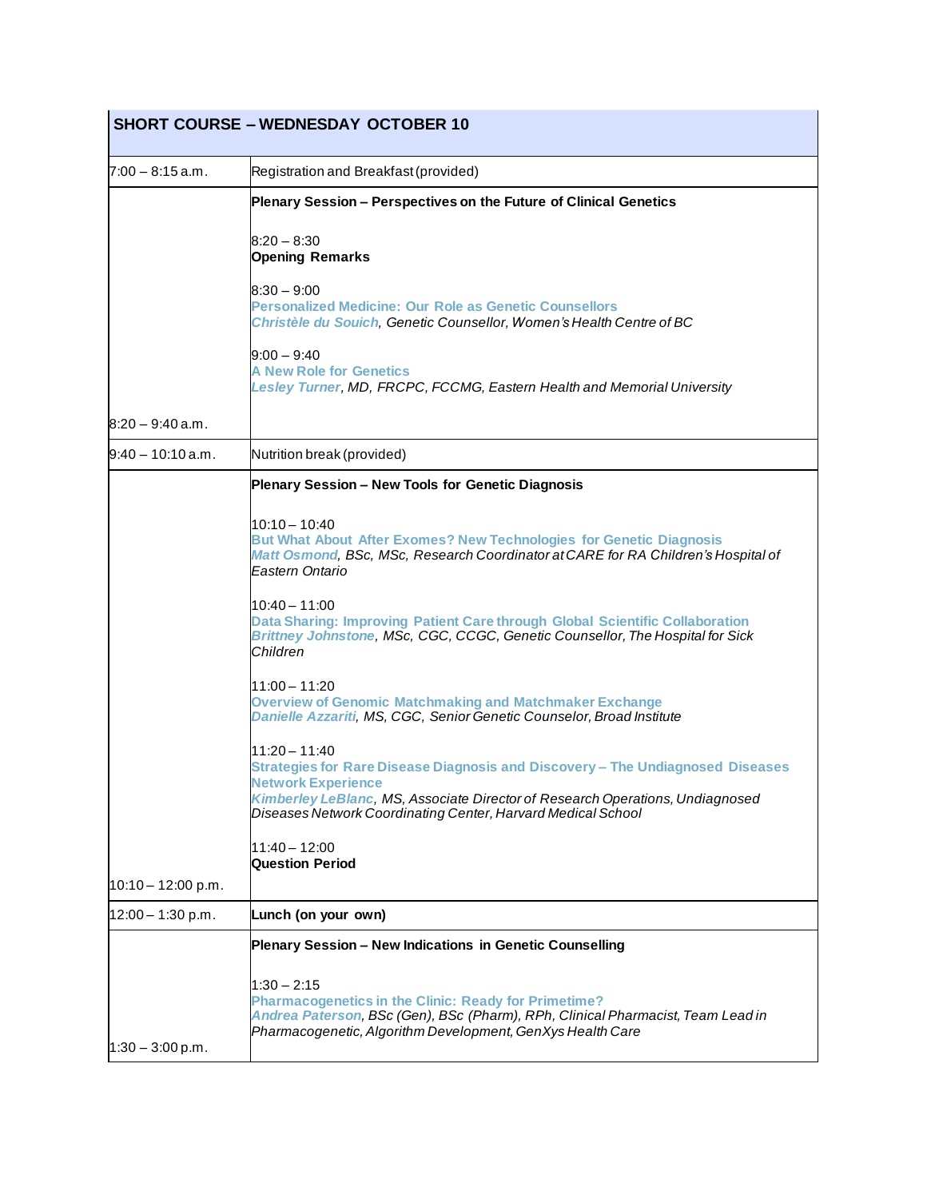| SHORT COURSE – WEDNESDAY OCTOBER 10 | |
|---|---|
| 7:00 – 8:15 a.m. | Registration and Breakfast (provided) |
| 8:20 – 9:40 a.m. | **Plenary Session – Perspectives on the Future of Clinical Genetics**<br><br>8:20 – 8:30<br>**Opening Remarks**<br><br>8:30 – 9:00<br>**Personalized Medicine: Our Role as Genetic Counsellors**<br>***Christèle du Souich***, *Genetic Counsellor, Women's Health Centre of BC*<br><br>9:00 – 9:40<br>**A New Role for Genetics**<br>***Lesley Turner***, *MD, FRCPC, FCCMG, Eastern Health and Memorial University* |
| 9:40 – 10:10 a.m. | Nutrition break (provided) |
| 10:10 – 12:00 p.m. | **Plenary Session – New Tools for Genetic Diagnosis**<br><br>10:10 – 10:40<br>**But What About After Exomes? New Technologies for Genetic Diagnosis**<br>***Matt Osmond***, *BSc, MSc, Research Coordinator at CARE for RA Children's Hospital of Eastern Ontario*<br><br>10:40 – 11:00<br>**Data Sharing: Improving Patient Care through Global Scientific Collaboration**<br>***Brittney Johnstone***, *MSc, CGC, CCGC, Genetic Counsellor, The Hospital for Sick Children*<br><br>11:00 – 11:20<br>**Overview of Genomic Matchmaking and Matchmaker Exchange**<br>***Danielle Azzariti***, *MS, CGC, Senior Genetic Counselor, Broad Institute*<br><br>11:20 – 11:40<br>**Strategies for Rare Disease Diagnosis and Discovery – The Undiagnosed Diseases Network Experience**<br>***Kimberley LeBlanc***, *MS, Associate Director of Research Operations, Undiagnosed Diseases Network Coordinating Center, Harvard Medical School*<br><br>11:40 – 12:00<br>**Question Period** |
| 12:00 – 1:30 p.m. | **Lunch (on your own)** |
| 1:30 – 3:00 p.m. | **Plenary Session – New Indications in Genetic Counselling**<br><br>1:30 – 2:15<br>**Pharmacogenetics in the Clinic: Ready for Primetime?**<br>***Andrea Paterson***, *BSc (Gen), BSc (Pharm), RPh, Clinical Pharmacist, Team Lead in Pharmacogenetic, Algorithm Development, GenXys Health Care* |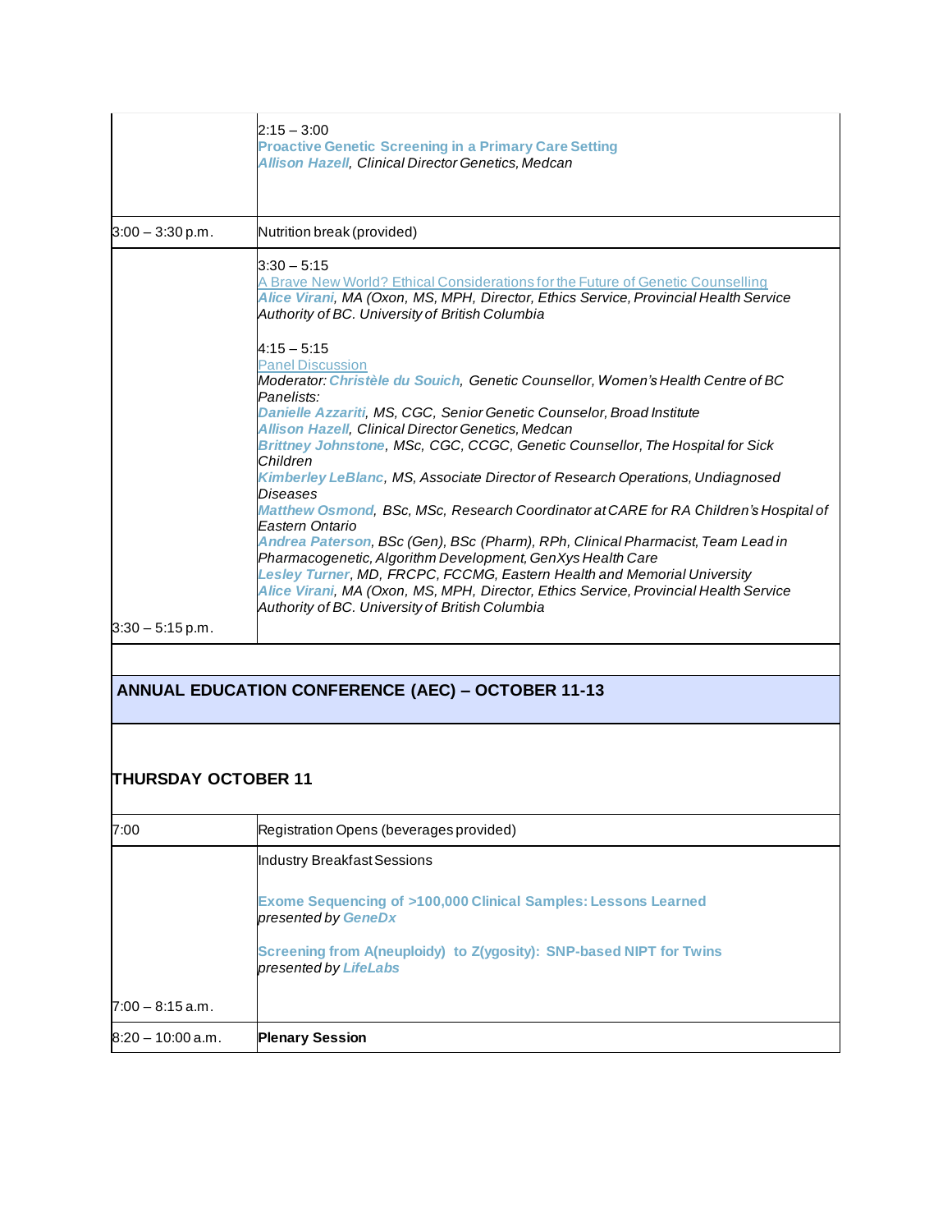| | |
|---|---|
| | 2:15 – 3:00<br>**Proactive Genetic Screening in a Primary Care Setting**<br>***Allison Hazell****, Clinical Director Genetics, Medcan* |
| 3:00 – 3:30 p.m. | Nutrition break (provided) |
| 3:30 – 5:15 p.m. | 3:30 – 5:15<br>A Brave New World? Ethical Considerations for the Future of Genetic Counselling<br>***Alice Virani****, MA (Oxon, MS, MPH, Director, Ethics Service, Provincial Health Service Authority of BC. University of British Columbia*<br><br>4:15 – 5:15<br>Panel Discussion<br>*Moderator:* ***Christèle du Souich****, Genetic Counsellor, Women's Health Centre of BC*<br>*Panelists:*<br>***Danielle Azzariti****, MS, CGC, Senior Genetic Counselor, Broad Institute*<br>***Allison Hazell****, Clinical Director Genetics, Medcan*<br>***Brittney Johnstone****, MSc, CGC, CCGC, Genetic Counsellor, The Hospital for Sick Children*<br>***Kimberley LeBlanc****, MS, Associate Director of Research Operations, Undiagnosed Diseases*<br>***Matthew Osmond****, BSc, MSc, Research Coordinator at CARE for RA Children's Hospital of Eastern Ontario*<br>***Andrea Paterson****, BSc (Gen), BSc (Pharm), RPh, Clinical Pharmacist, Team Lead in Pharmacogenetic, Algorithm Development, GenXys Health Care*<br>***Lesley Turner****, MD, FRCPC, FCCMG, Eastern Health and Memorial University*<br>***Alice Virani****, MA (Oxon, MS, MPH, Director, Ethics Service, Provincial Health Service Authority of BC. University of British Columbia* |

## ANNUAL EDUCATION CONFERENCE (AEC) – OCTOBER 11-13

### THURSDAY OCTOBER 11

| | |
|---|---|
| 7:00 | Registration Opens (beverages provided) |
| 7:00 – 8:15 a.m. | Industry Breakfast Sessions<br><br>**Exome Sequencing of >100,000 Clinical Samples: Lessons Learned**<br>*presented by* ***GeneDx***<br><br>**Screening from A(neuploidy) to Z(ygosity): SNP-based NIPT for Twins**<br>*presented by* ***LifeLabs*** |
| 8:20 – 10:00 a.m. | **Plenary Session** |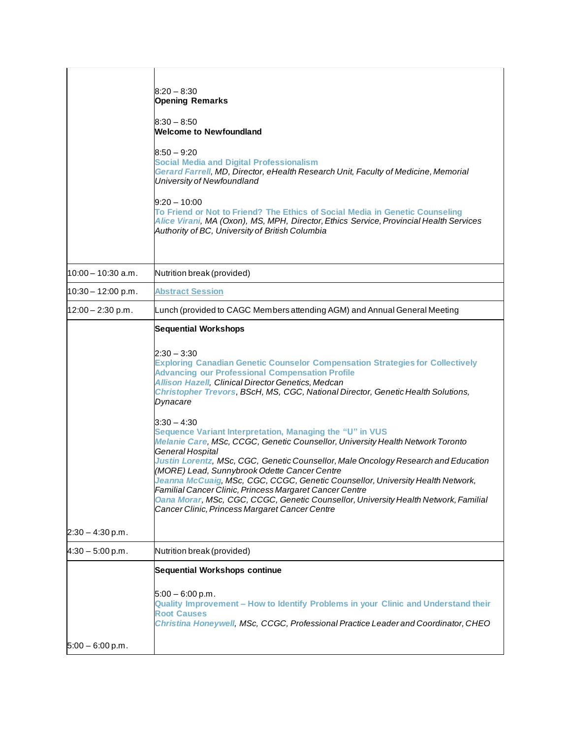| | |
|---|---|
| | 8:20 – 8:30<br>**Opening Remarks**<br><br>8:30 – 8:50<br>**Welcome to Newfoundland**<br><br>8:50 – 9:20<br>**Social Media and Digital Professionalism**<br>*Gerard Farrell, MD, Director, eHealth Research Unit, Faculty of Medicine, Memorial University of Newfoundland*<br><br>9:20 – 10:00<br>**To Friend or Not to Friend? The Ethics of Social Media in Genetic Counseling**<br>*Alice Virani, MA (Oxon), MS, MPH, Director, Ethics Service, Provincial Health Services Authority of BC, University of British Columbia* |
| 10:00 – 10:30 a.m. | Nutrition break (provided) |
| 10:30 – 12:00 p.m. | Abstract Session |
| 12:00 – 2:30 p.m. | Lunch (provided to CAGC Members attending AGM) and Annual General Meeting |
| 2:30 – 4:30 p.m. | **Sequential Workshops**<br><br>2:30 – 3:30<br>**Exploring Canadian Genetic Counselor Compensation Strategies for Collectively Advancing our Professional Compensation Profile**<br>*Allison Hazell, Clinical Director Genetics, Medcan*<br>*Christopher Trevors, BScH, MS, CGC, National Director, Genetic Health Solutions, Dynacare*<br><br>3:30 – 4:30<br>**Sequence Variant Interpretation, Managing the "U" in VUS**<br>*Melanie Care, MSc, CCGC, Genetic Counsellor, University Health Network Toronto General Hospital*<br>*Justin Lorentz, MSc, CGC, Genetic Counsellor, Male Oncology Research and Education (MORE) Lead, Sunnybrook Odette Cancer Centre*<br>*Jeanna McCuaig, MSc, CGC, CCGC, Genetic Counsellor, University Health Network, Familial Cancer Clinic, Princess Margaret Cancer Centre*<br>*Oana Morar, MSc, CGC, CCGC, Genetic Counsellor, University Health Network, Familial Cancer Clinic, Princess Margaret Cancer Centre* |
| 4:30 – 5:00 p.m. | Nutrition break (provided) |
| 5:00 – 6:00 p.m. | **Sequential Workshops continue**<br><br>5:00 – 6:00 p.m.<br>**Quality Improvement – How to Identify Problems in your Clinic and Understand their Root Causes**<br>*Christina Honeywell, MSc, CCGC, Professional Practice Leader and Coordinator, CHEO* |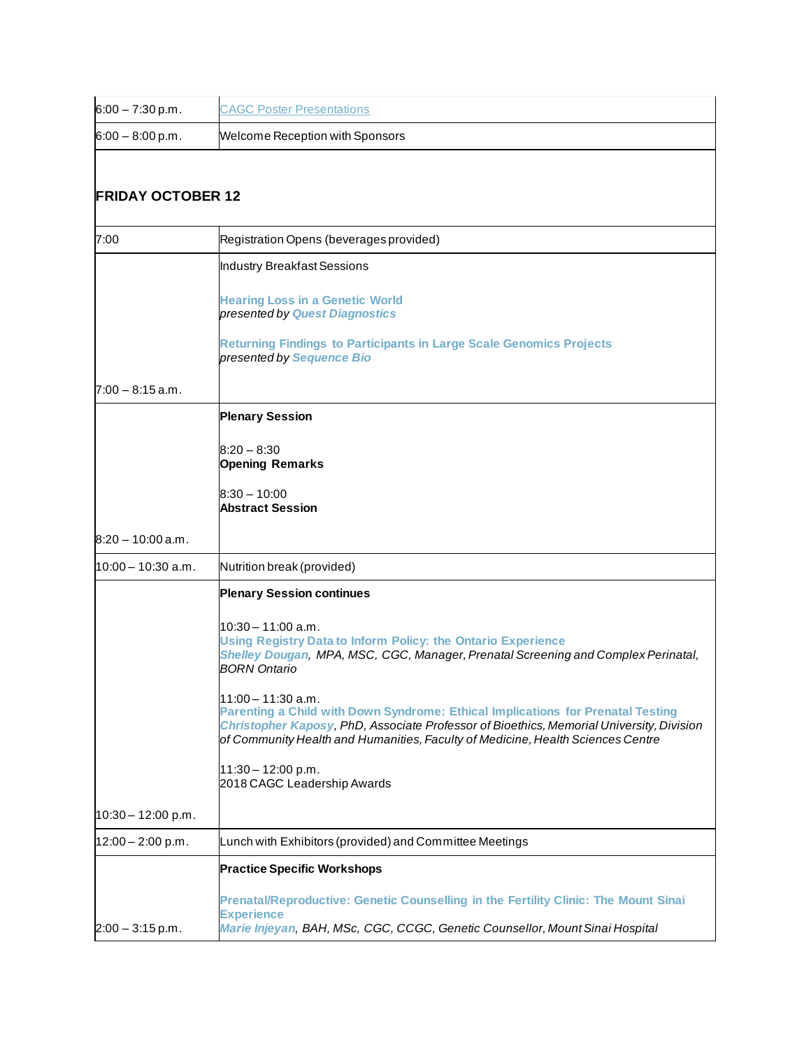| | |
|---|---|
| 6:00 – 7:30 p.m. | CAGC Poster Presentations |
| 6:00 – 8:00 p.m. | Welcome Reception with Sponsors |

## FRIDAY OCTOBER 12

| | |
|---|---|
| 7:00 | Registration Opens (beverages provided) |
| 7:00 – 8:15 a.m. | Industry Breakfast Sessions<br><br>**Hearing Loss in a Genetic World**<br>*presented by* ***Quest Diagnostics***<br><br>**Returning Findings to Participants in Large Scale Genomics Projects**<br>*presented by* ***Sequence Bio*** |
| 8:20 – 10:00 a.m. | **Plenary Session**<br><br>8:20 – 8:30<br>**Opening Remarks**<br><br>8:30 – 10:00<br>**Abstract Session** |
| 10:00 – 10:30 a.m. | Nutrition break (provided) |
| 10:30 – 12:00 p.m. | **Plenary Session continues**<br><br>10:30 – 11:00 a.m.<br>**Using Registry Data to Inform Policy: the Ontario Experience**<br>***Shelley Dougan****, MPA, MSC, CGC, Manager, Prenatal Screening and Complex Perinatal, BORN Ontario*<br><br>11:00 – 11:30 a.m.<br>**Parenting a Child with Down Syndrome: Ethical Implications for Prenatal Testing**<br>***Christopher Kaposy****, PhD, Associate Professor of Bioethics, Memorial University, Division of Community Health and Humanities, Faculty of Medicine, Health Sciences Centre*<br><br>11:30 – 12:00 p.m.<br>2018 CAGC Leadership Awards |
| 12:00 – 2:00 p.m. | Lunch with Exhibitors (provided) and Committee Meetings |
| 2:00 – 3:15 p.m. | **Practice Specific Workshops**<br><br>**Prenatal/Reproductive: Genetic Counselling in the Fertility Clinic: The Mount Sinai Experience**<br>***Marie Injeyan****, BAH, MSc, CGC, CCGC, Genetic Counsellor, Mount Sinai Hospital* |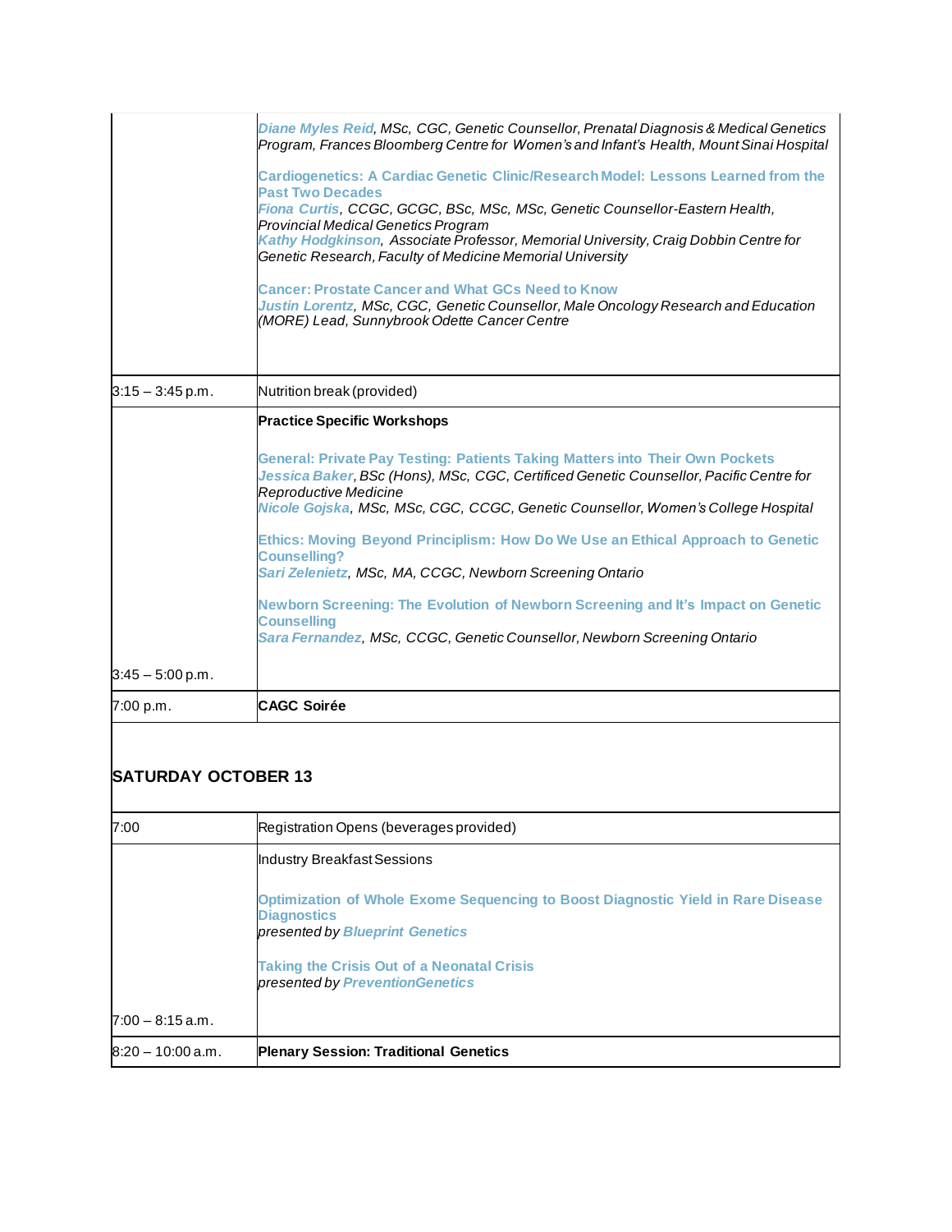| | |
|---|---|
| | *Diane Myles Reid, MSc, CGC, Genetic Counsellor, Prenatal Diagnosis & Medical Genetics Program, Frances Bloomberg Centre for Women's and Infant's Health, Mount Sinai Hospital*<br><br>**Cardiogenetics: A Cardiac Genetic Clinic/Research Model: Lessons Learned from the Past Two Decades**<br>*Fiona Curtis, CCGC, GCGC, BSc, MSc, MSc, Genetic Counsellor-Eastern Health, Provincial Medical Genetics Program*<br>*Kathy Hodgkinson, Associate Professor, Memorial University, Craig Dobbin Centre for Genetic Research, Faculty of Medicine Memorial University*<br><br>**Cancer: Prostate Cancer and What GCs Need to Know**<br>*Justin Lorentz, MSc, CGC, Genetic Counsellor, Male Oncology Research and Education (MORE) Lead, Sunnybrook Odette Cancer Centre* |
| 3:15 – 3:45 p.m. | Nutrition break (provided) |
| 3:45 – 5:00 p.m. | **Practice Specific Workshops**<br><br>**General: Private Pay Testing: Patients Taking Matters into Their Own Pockets**<br>*Jessica Baker, BSc (Hons), MSc, CGC, Certificed Genetic Counsellor, Pacific Centre for Reproductive Medicine*<br>*Nicole Gojska, MSc, MSc, CGC, CCGC, Genetic Counsellor, Women's College Hospital*<br><br>**Ethics: Moving Beyond Principlism: How Do We Use an Ethical Approach to Genetic Counselling?**<br>*Sari Zelenietz, MSc, MA, CCGC, Newborn Screening Ontario*<br><br>**Newborn Screening: The Evolution of Newborn Screening and It's Impact on Genetic Counselling**<br>*Sara Fernandez, MSc, CCGC, Genetic Counsellor, Newborn Screening Ontario* |
| 7:00 p.m. | **CAGC Soirée** |

## SATURDAY OCTOBER 13

| | |
|---|---|
| 7:00 | Registration Opens (beverages provided) |
| 7:00 – 8:15 a.m. | Industry Breakfast Sessions<br><br>**Optimization of Whole Exome Sequencing to Boost Diagnostic Yield in Rare Disease Diagnostics**<br>*presented by Blueprint Genetics*<br><br>**Taking the Crisis Out of a Neonatal Crisis**<br>*presented by PreventionGenetics* |
| 8:20 – 10:00 a.m. | **Plenary Session: Traditional Genetics** |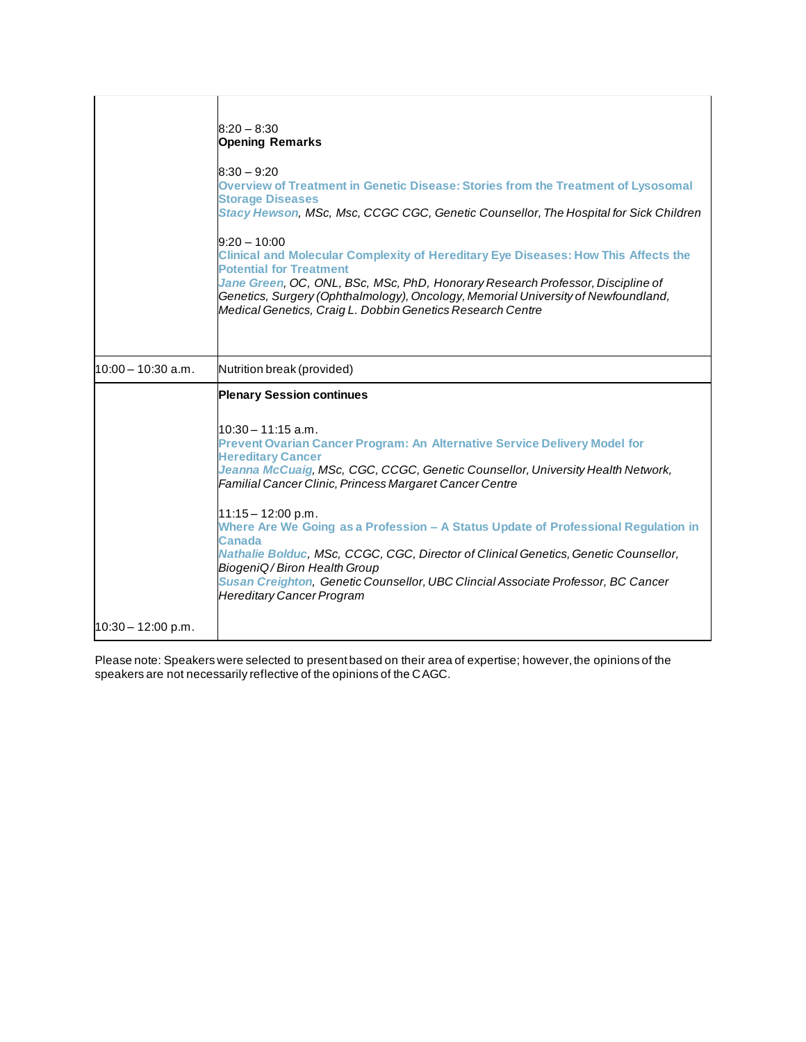| | |
|---|---|
| | 8:20 – 8:30<br>**Opening Remarks**<br><br>8:30 – 9:20<br>**Overview of Treatment in Genetic Disease: Stories from the Treatment of Lysosomal Storage Diseases**<br>***Stacy Hewson***, *MSc, Msc, CCGC CGC, Genetic Counsellor, The Hospital for Sick Children*<br><br>9:20 – 10:00<br>**Clinical and Molecular Complexity of Hereditary Eye Diseases: How This Affects the Potential for Treatment**<br>***Jane Green***, *OC, ONL, BSc, MSc, PhD, Honorary Research Professor, Discipline of Genetics, Surgery (Ophthalmology), Oncology, Memorial University of Newfoundland, Medical Genetics, Craig L. Dobbin Genetics Research Centre* |
| 10:00 – 10:30 a.m. | Nutrition break (provided) |
| 10:30 – 12:00 p.m. | **Plenary Session continues**<br><br>10:30 – 11:15 a.m.<br>**Prevent Ovarian Cancer Program: An Alternative Service Delivery Model for Hereditary Cancer**<br>***Jeanna McCuaig***, *MSc, CGC, CCGC, Genetic Counsellor, University Health Network, Familial Cancer Clinic, Princess Margaret Cancer Centre*<br><br>11:15 – 12:00 p.m.<br>**Where Are We Going as a Profession – A Status Update of Professional Regulation in Canada**<br>***Nathalie Bolduc***, *MSc, CCGC, CGC, Director of Clinical Genetics, Genetic Counsellor, BiogeniQ / Biron Health Group*<br>***Susan Creighton***, *Genetic Counsellor, UBC Clincial Associate Professor, BC Cancer Hereditary Cancer Program* |

Please note: Speakers were selected to present based on their area of expertise; however, the opinions of the speakers are not necessarily reflective of the opinions of the CAGC.